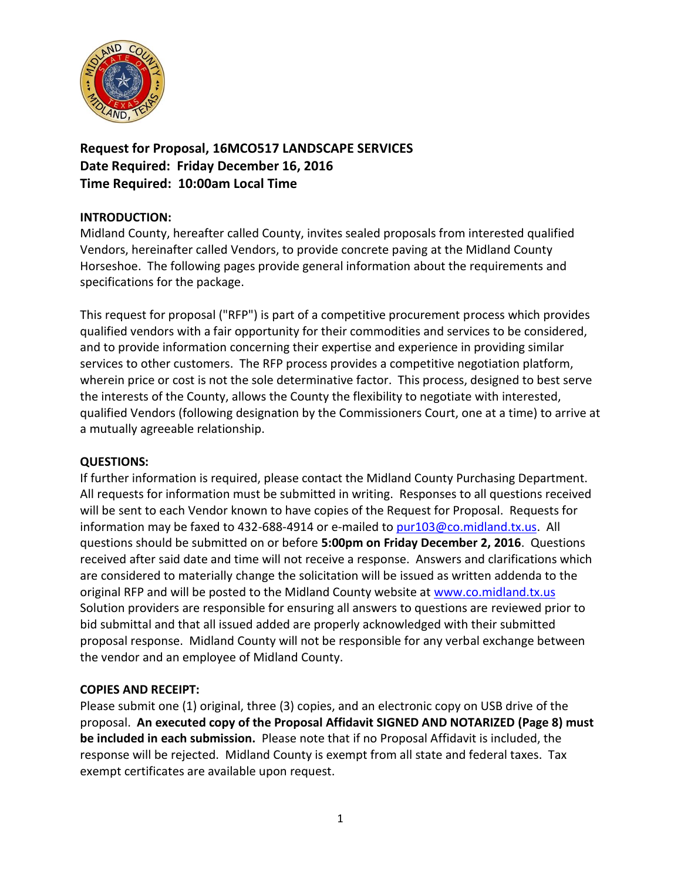**Request for Proposal, 16MCO517 LANDSCAPE SERVICES**
**Date Required: Friday December 16, 2016**
**Time Required: 10:00am Local Time**

**INTRODUCTION:**
Midland County, hereafter called County, invites sealed proposals from interested qualified Vendors, hereinafter called Vendors, to provide concrete paving at the Midland County Horseshoe. The following pages provide general information about the requirements and specifications for the package.

This request for proposal ("RFP") is part of a competitive procurement process which provides qualified vendors with a fair opportunity for their commodities and services to be considered, and to provide information concerning their expertise and experience in providing similar services to other customers. The RFP process provides a competitive negotiation platform, wherein price or cost is not the sole determinative factor. This process, designed to best serve the interests of the County, allows the County the flexibility to negotiate with interested, qualified Vendors (following designation by the Commissioners Court, one at a time) to arrive at a mutually agreeable relationship.

**QUESTIONS:**
If further information is required, please contact the Midland County Purchasing Department. All requests for information must be submitted in writing. Responses to all questions received will be sent to each Vendor known to have copies of the Request for Proposal. Requests for information may be faxed to 432-688-4914 or e-mailed to pur103@co.midland.tx.us. All questions should be submitted on or before **5:00pm on Friday December 2, 2016**. Questions received after said date and time will not receive a response. Answers and clarifications which are considered to materially change the solicitation will be issued as written addenda to the original RFP and will be posted to the Midland County website at www.co.midland.tx.us Solution providers are responsible for ensuring all answers to questions are reviewed prior to bid submittal and that all issued added are properly acknowledged with their submitted proposal response. Midland County will not be responsible for any verbal exchange between the vendor and an employee of Midland County.

**COPIES AND RECEIPT:**
Please submit one (1) original, three (3) copies, and an electronic copy on USB drive of the proposal. **An executed copy of the Proposal Affidavit SIGNED AND NOTARIZED (Page 8) must be included in each submission.** Please note that if no Proposal Affidavit is included, the response will be rejected. Midland County is exempt from all state and federal taxes. Tax exempt certificates are available upon request.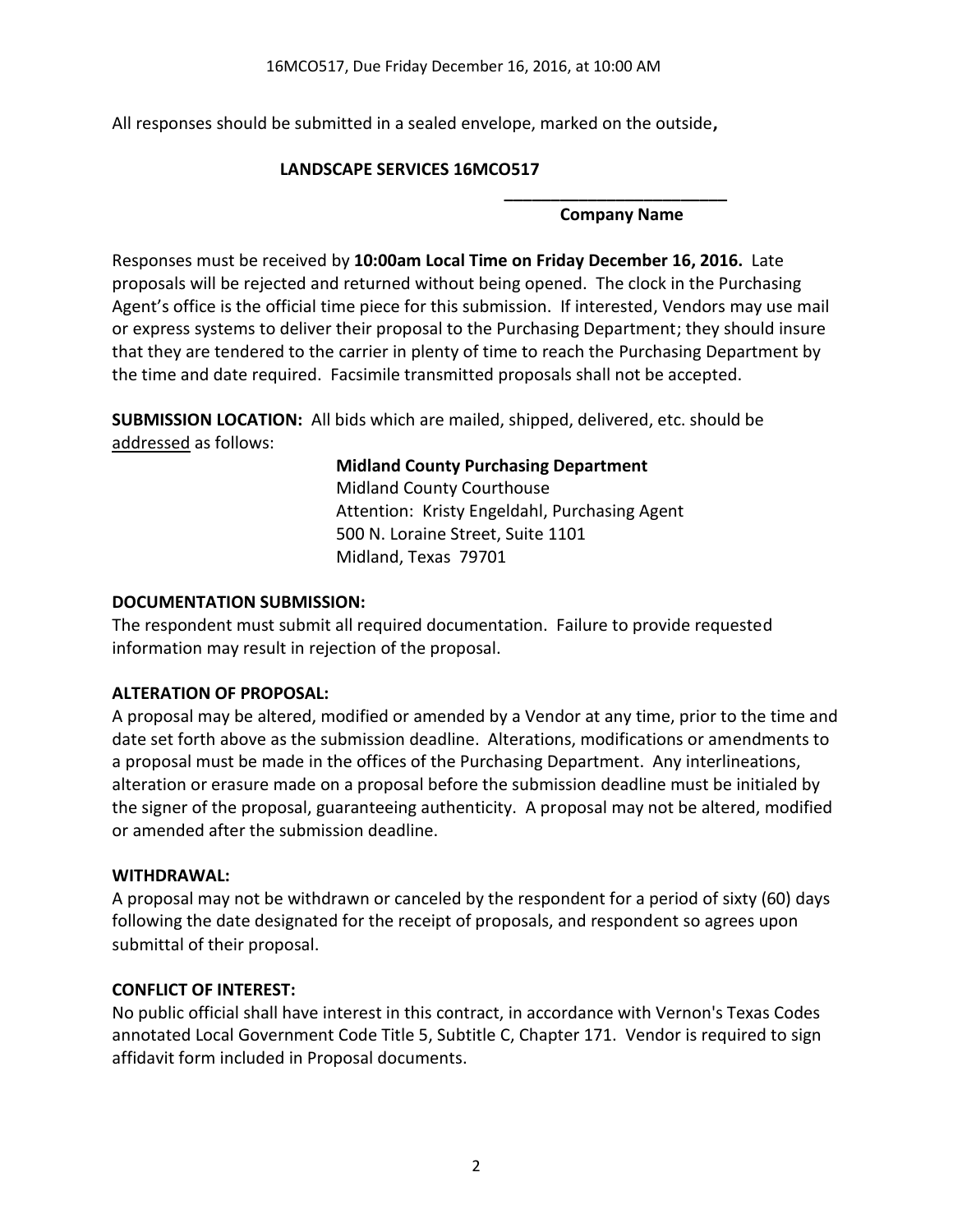All responses should be submitted in a sealed envelope, marked on the outside**,**

**LANDSCAPE SERVICES 16MCO517**

**________________________**
**Company Name**

Responses must be received by **10:00am Local Time on Friday December 16, 2016.** Late proposals will be rejected and returned without being opened. The clock in the Purchasing Agent's office is the official time piece for this submission. If interested, Vendors may use mail or express systems to deliver their proposal to the Purchasing Department; they should insure that they are tendered to the carrier in plenty of time to reach the Purchasing Department by the time and date required. Facsimile transmitted proposals shall not be accepted.

**SUBMISSION LOCATION:** All bids which are mailed, shipped, delivered, etc. should be addressed as follows:

**Midland County Purchasing Department**
Midland County Courthouse
Attention: Kristy Engeldahl, Purchasing Agent
500 N. Loraine Street, Suite 1101
Midland, Texas 79701

**DOCUMENTATION SUBMISSION:**
The respondent must submit all required documentation. Failure to provide requested information may result in rejection of the proposal.

**ALTERATION OF PROPOSAL:**
A proposal may be altered, modified or amended by a Vendor at any time, prior to the time and date set forth above as the submission deadline. Alterations, modifications or amendments to a proposal must be made in the offices of the Purchasing Department. Any interlineations, alteration or erasure made on a proposal before the submission deadline must be initialed by the signer of the proposal, guaranteeing authenticity. A proposal may not be altered, modified or amended after the submission deadline.

**WITHDRAWAL:**
A proposal may not be withdrawn or canceled by the respondent for a period of sixty (60) days following the date designated for the receipt of proposals, and respondent so agrees upon submittal of their proposal.

**CONFLICT OF INTEREST:**
No public official shall have interest in this contract, in accordance with Vernon's Texas Codes annotated Local Government Code Title 5, Subtitle C, Chapter 171. Vendor is required to sign affidavit form included in Proposal documents.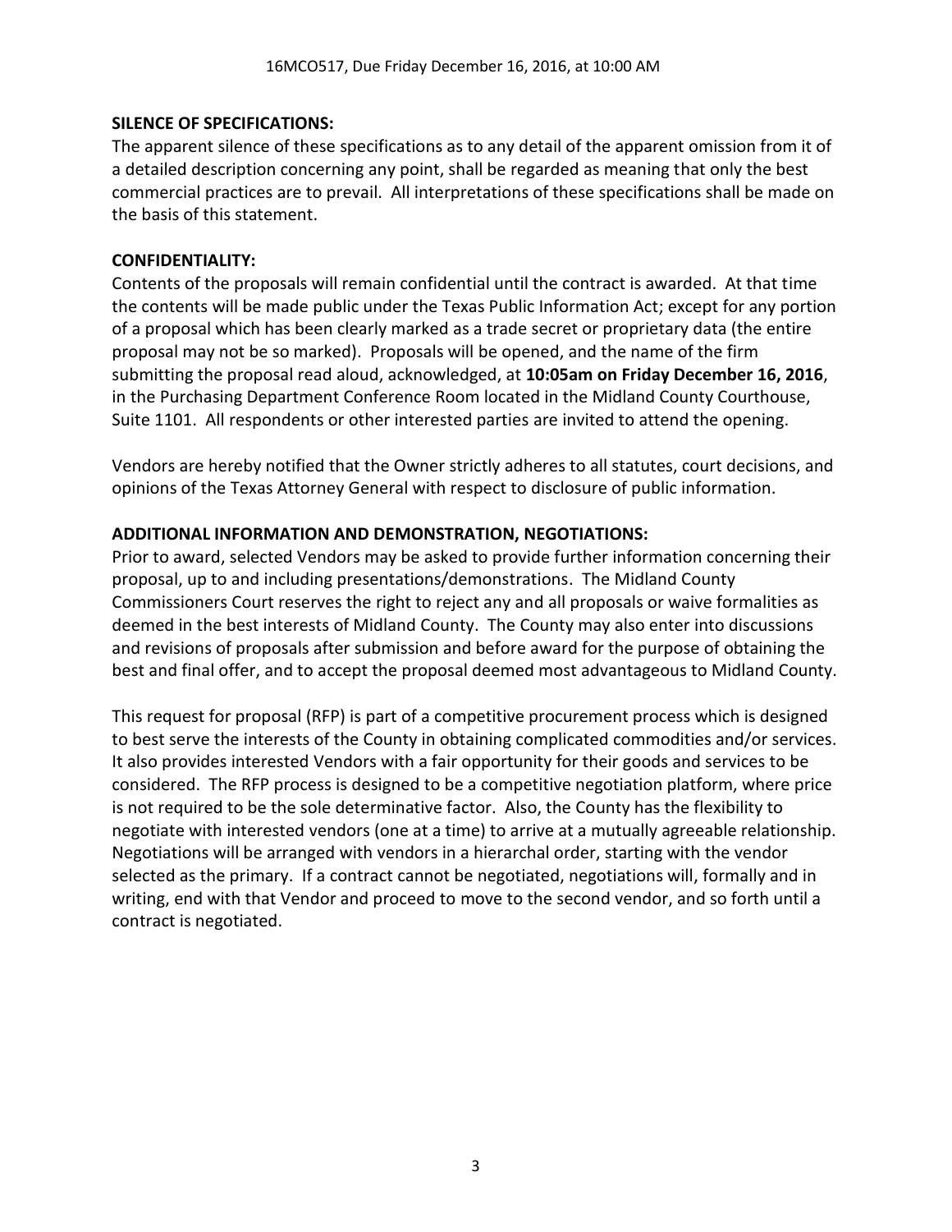**SILENCE OF SPECIFICATIONS:**

The apparent silence of these specifications as to any detail of the apparent omission from it of a detailed description concerning any point, shall be regarded as meaning that only the best commercial practices are to prevail. All interpretations of these specifications shall be made on the basis of this statement.

**CONFIDENTIALITY:**

Contents of the proposals will remain confidential until the contract is awarded. At that time the contents will be made public under the Texas Public Information Act; except for any portion of a proposal which has been clearly marked as a trade secret or proprietary data (the entire proposal may not be so marked). Proposals will be opened, and the name of the firm submitting the proposal read aloud, acknowledged, at **10:05am on Friday December 16, 2016**, in the Purchasing Department Conference Room located in the Midland County Courthouse, Suite 1101. All respondents or other interested parties are invited to attend the opening.

Vendors are hereby notified that the Owner strictly adheres to all statutes, court decisions, and opinions of the Texas Attorney General with respect to disclosure of public information.

**ADDITIONAL INFORMATION AND DEMONSTRATION, NEGOTIATIONS:**

Prior to award, selected Vendors may be asked to provide further information concerning their proposal, up to and including presentations/demonstrations. The Midland County Commissioners Court reserves the right to reject any and all proposals or waive formalities as deemed in the best interests of Midland County. The County may also enter into discussions and revisions of proposals after submission and before award for the purpose of obtaining the best and final offer, and to accept the proposal deemed most advantageous to Midland County.

This request for proposal (RFP) is part of a competitive procurement process which is designed to best serve the interests of the County in obtaining complicated commodities and/or services. It also provides interested Vendors with a fair opportunity for their goods and services to be considered. The RFP process is designed to be a competitive negotiation platform, where price is not required to be the sole determinative factor. Also, the County has the flexibility to negotiate with interested vendors (one at a time) to arrive at a mutually agreeable relationship. Negotiations will be arranged with vendors in a hierarchal order, starting with the vendor selected as the primary. If a contract cannot be negotiated, negotiations will, formally and in writing, end with that Vendor and proceed to move to the second vendor, and so forth until a contract is negotiated.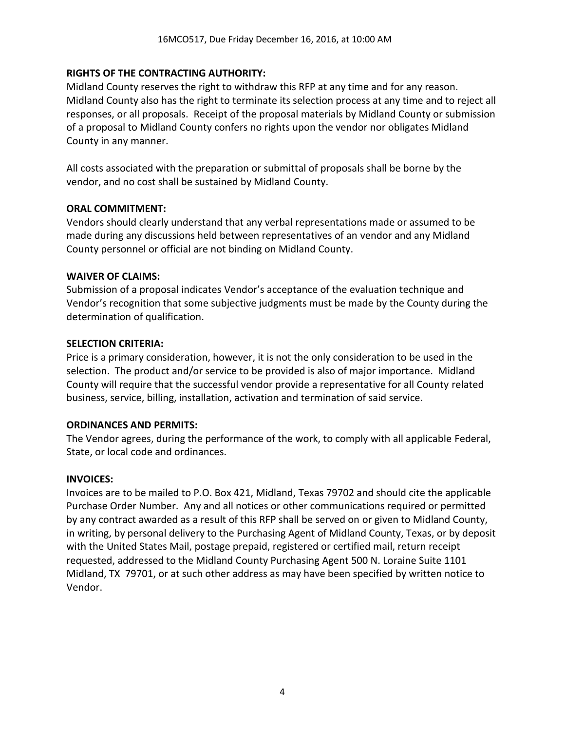**RIGHTS OF THE CONTRACTING AUTHORITY:**

Midland County reserves the right to withdraw this RFP at any time and for any reason. Midland County also has the right to terminate its selection process at any time and to reject all responses, or all proposals. Receipt of the proposal materials by Midland County or submission of a proposal to Midland County confers no rights upon the vendor nor obligates Midland County in any manner.

All costs associated with the preparation or submittal of proposals shall be borne by the vendor, and no cost shall be sustained by Midland County.

**ORAL COMMITMENT:**

Vendors should clearly understand that any verbal representations made or assumed to be made during any discussions held between representatives of an vendor and any Midland County personnel or official are not binding on Midland County.

**WAIVER OF CLAIMS:**

Submission of a proposal indicates Vendor's acceptance of the evaluation technique and Vendor's recognition that some subjective judgments must be made by the County during the determination of qualification.

**SELECTION CRITERIA:**

Price is a primary consideration, however, it is not the only consideration to be used in the selection. The product and/or service to be provided is also of major importance. Midland County will require that the successful vendor provide a representative for all County related business, service, billing, installation, activation and termination of said service.

**ORDINANCES AND PERMITS:**

The Vendor agrees, during the performance of the work, to comply with all applicable Federal, State, or local code and ordinances.

**INVOICES:**

Invoices are to be mailed to P.O. Box 421, Midland, Texas 79702 and should cite the applicable Purchase Order Number. Any and all notices or other communications required or permitted by any contract awarded as a result of this RFP shall be served on or given to Midland County, in writing, by personal delivery to the Purchasing Agent of Midland County, Texas, or by deposit with the United States Mail, postage prepaid, registered or certified mail, return receipt requested, addressed to the Midland County Purchasing Agent 500 N. Loraine Suite 1101 Midland, TX 79701, or at such other address as may have been specified by written notice to Vendor.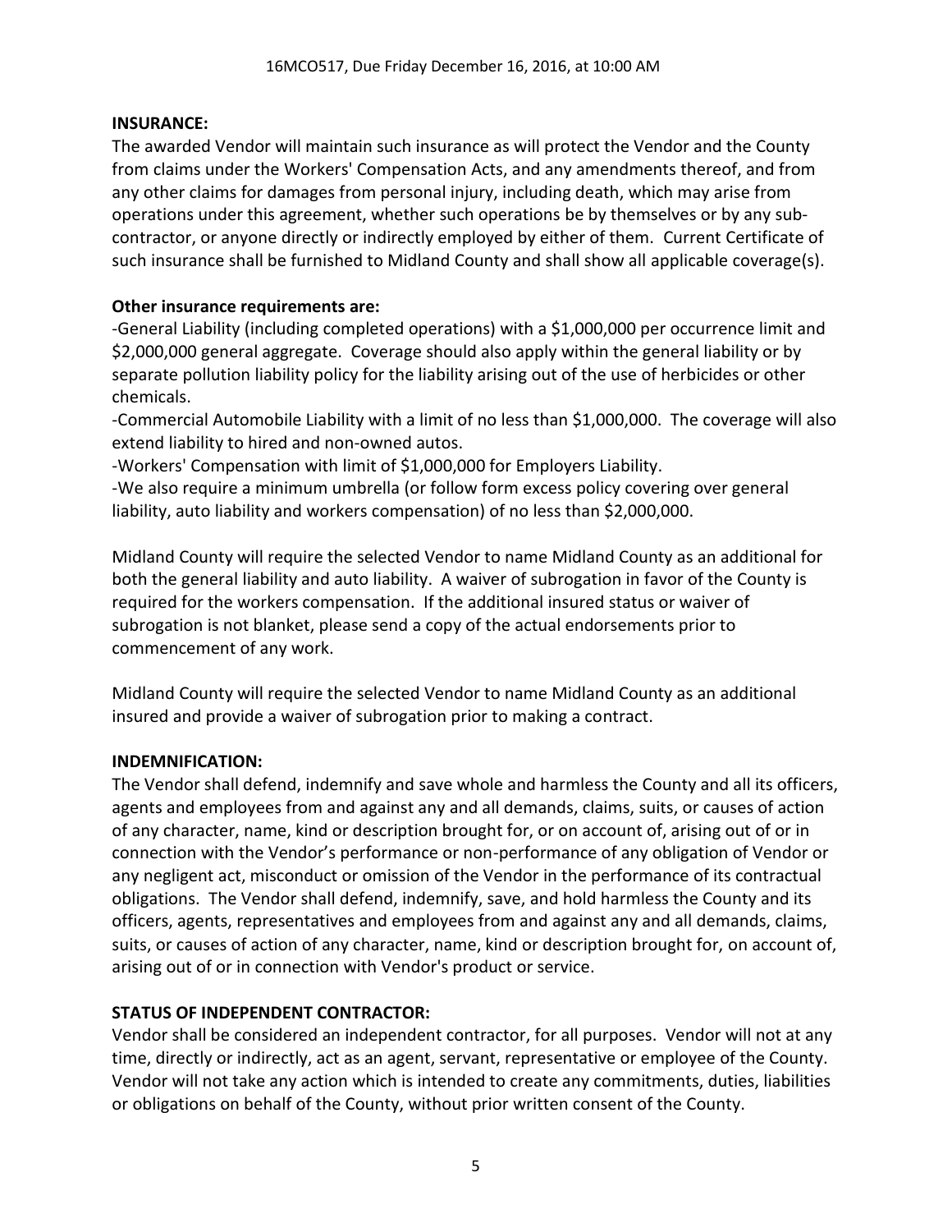**INSURANCE:**

The awarded Vendor will maintain such insurance as will protect the Vendor and the County from claims under the Workers' Compensation Acts, and any amendments thereof, and from any other claims for damages from personal injury, including death, which may arise from operations under this agreement, whether such operations be by themselves or by any sub-contractor, or anyone directly or indirectly employed by either of them. Current Certificate of such insurance shall be furnished to Midland County and shall show all applicable coverage(s).

**Other insurance requirements are:**

-General Liability (including completed operations) with a $1,000,000 per occurrence limit and $2,000,000 general aggregate. Coverage should also apply within the general liability or by separate pollution liability policy for the liability arising out of the use of herbicides or other chemicals.

-Commercial Automobile Liability with a limit of no less than $1,000,000. The coverage will also extend liability to hired and non-owned autos.

-Workers' Compensation with limit of $1,000,000 for Employers Liability.

-We also require a minimum umbrella (or follow form excess policy covering over general liability, auto liability and workers compensation) of no less than $2,000,000.

Midland County will require the selected Vendor to name Midland County as an additional for both the general liability and auto liability. A waiver of subrogation in favor of the County is required for the workers compensation. If the additional insured status or waiver of subrogation is not blanket, please send a copy of the actual endorsements prior to commencement of any work.

Midland County will require the selected Vendor to name Midland County as an additional insured and provide a waiver of subrogation prior to making a contract.

**INDEMNIFICATION:**

The Vendor shall defend, indemnify and save whole and harmless the County and all its officers, agents and employees from and against any and all demands, claims, suits, or causes of action of any character, name, kind or description brought for, or on account of, arising out of or in connection with the Vendor's performance or non-performance of any obligation of Vendor or any negligent act, misconduct or omission of the Vendor in the performance of its contractual obligations. The Vendor shall defend, indemnify, save, and hold harmless the County and its officers, agents, representatives and employees from and against any and all demands, claims, suits, or causes of action of any character, name, kind or description brought for, on account of, arising out of or in connection with Vendor's product or service.

**STATUS OF INDEPENDENT CONTRACTOR:**

Vendor shall be considered an independent contractor, for all purposes. Vendor will not at any time, directly or indirectly, act as an agent, servant, representative or employee of the County. Vendor will not take any action which is intended to create any commitments, duties, liabilities or obligations on behalf of the County, without prior written consent of the County.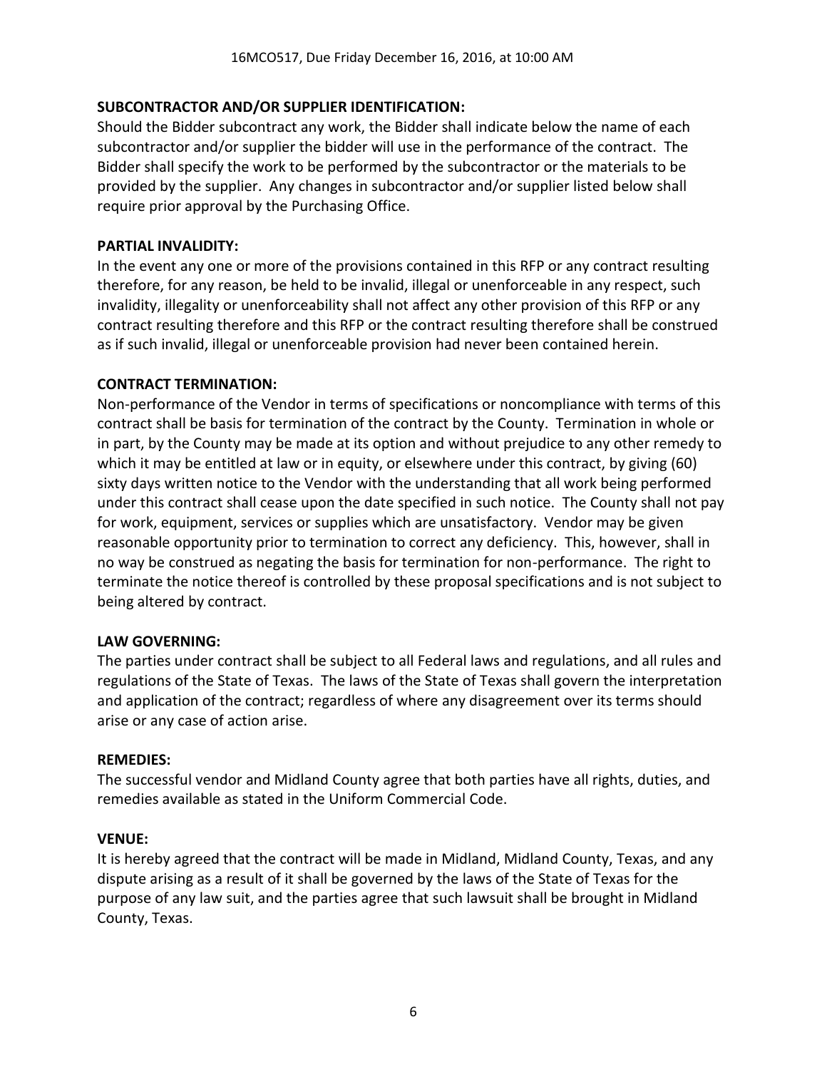**SUBCONTRACTOR AND/OR SUPPLIER IDENTIFICATION:**
Should the Bidder subcontract any work, the Bidder shall indicate below the name of each subcontractor and/or supplier the bidder will use in the performance of the contract. The Bidder shall specify the work to be performed by the subcontractor or the materials to be provided by the supplier. Any changes in subcontractor and/or supplier listed below shall require prior approval by the Purchasing Office.

**PARTIAL INVALIDITY:**
In the event any one or more of the provisions contained in this RFP or any contract resulting therefore, for any reason, be held to be invalid, illegal or unenforceable in any respect, such invalidity, illegality or unenforceability shall not affect any other provision of this RFP or any contract resulting therefore and this RFP or the contract resulting therefore shall be construed as if such invalid, illegal or unenforceable provision had never been contained herein.

**CONTRACT TERMINATION:**
Non-performance of the Vendor in terms of specifications or noncompliance with terms of this contract shall be basis for termination of the contract by the County. Termination in whole or in part, by the County may be made at its option and without prejudice to any other remedy to which it may be entitled at law or in equity, or elsewhere under this contract, by giving (60) sixty days written notice to the Vendor with the understanding that all work being performed under this contract shall cease upon the date specified in such notice. The County shall not pay for work, equipment, services or supplies which are unsatisfactory. Vendor may be given reasonable opportunity prior to termination to correct any deficiency. This, however, shall in no way be construed as negating the basis for termination for non-performance. The right to terminate the notice thereof is controlled by these proposal specifications and is not subject to being altered by contract.

**LAW GOVERNING:**
The parties under contract shall be subject to all Federal laws and regulations, and all rules and regulations of the State of Texas. The laws of the State of Texas shall govern the interpretation and application of the contract; regardless of where any disagreement over its terms should arise or any case of action arise.

**REMEDIES:**
The successful vendor and Midland County agree that both parties have all rights, duties, and remedies available as stated in the Uniform Commercial Code.

**VENUE:**
It is hereby agreed that the contract will be made in Midland, Midland County, Texas, and any dispute arising as a result of it shall be governed by the laws of the State of Texas for the purpose of any law suit, and the parties agree that such lawsuit shall be brought in Midland County, Texas.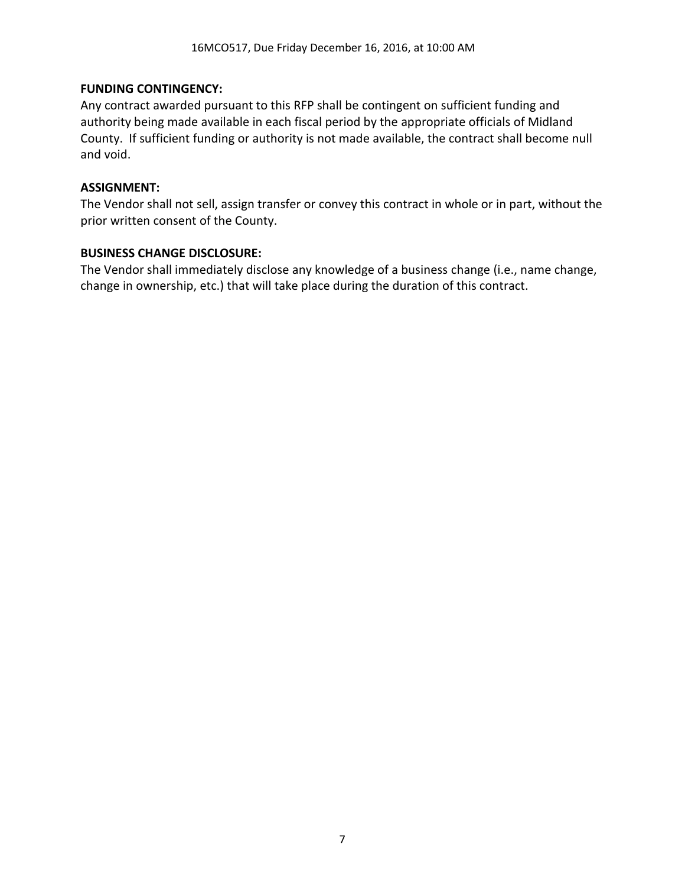**FUNDING CONTINGENCY:**
Any contract awarded pursuant to this RFP shall be contingent on sufficient funding and authority being made available in each fiscal period by the appropriate officials of Midland County. If sufficient funding or authority is not made available, the contract shall become null and void.

**ASSIGNMENT:**
The Vendor shall not sell, assign transfer or convey this contract in whole or in part, without the prior written consent of the County.

**BUSINESS CHANGE DISCLOSURE:**
The Vendor shall immediately disclose any knowledge of a business change (i.e., name change, change in ownership, etc.) that will take place during the duration of this contract.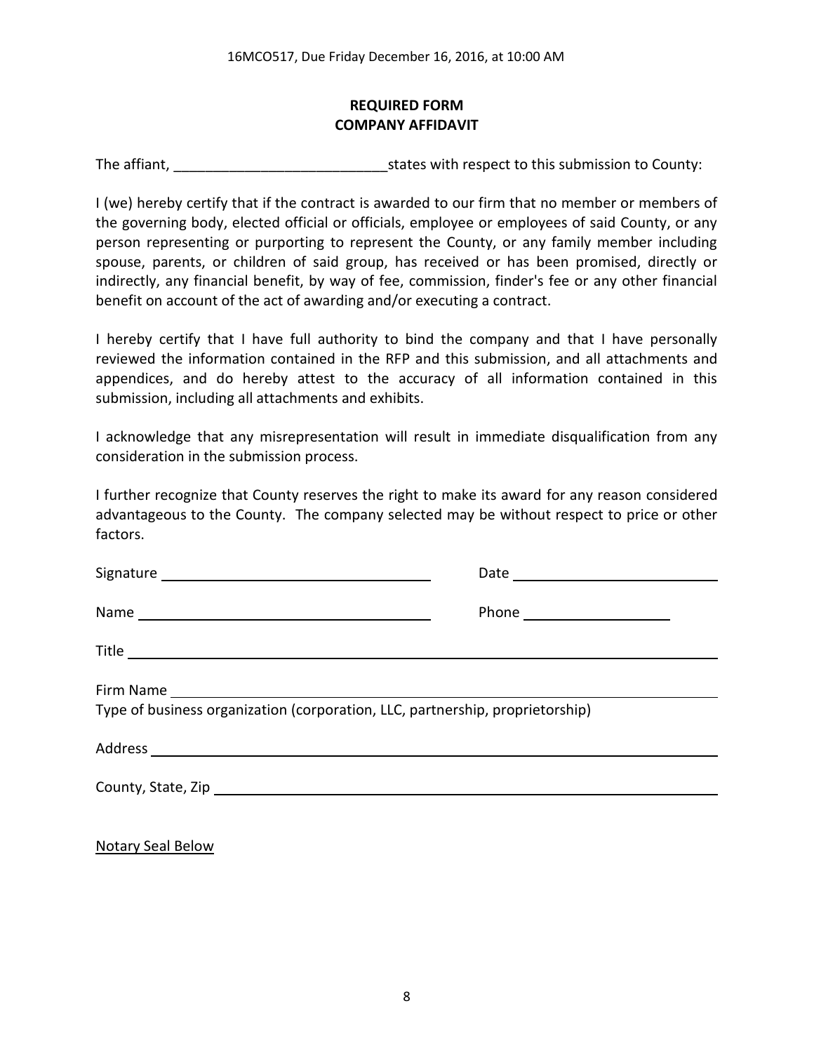16MCO517, Due Friday December 16, 2016, at 10:00 AM

**REQUIRED FORM**
**COMPANY AFFIDAVIT**

The affiant, ___________________________states with respect to this submission to County:

I (we) hereby certify that if the contract is awarded to our firm that no member or members of the governing body, elected official or officials, employee or employees of said County, or any person representing or purporting to represent the County, or any family member including spouse, parents, or children of said group, has received or has been promised, directly or indirectly, any financial benefit, by way of fee, commission, finder's fee or any other financial benefit on account of the act of awarding and/or executing a contract.

I hereby certify that I have full authority to bind the company and that I have personally reviewed the information contained in the RFP and this submission, and all attachments and appendices, and do hereby attest to the accuracy of all information contained in this submission, including all attachments and exhibits.

I acknowledge that any misrepresentation will result in immediate disqualification from any consideration in the submission process.

I further recognize that County reserves the right to make its award for any reason considered advantageous to the County. The company selected may be without respect to price or other factors.

Signature ___________________________________ Date ____________________________

Name ______________________________________ Phone ____________________

Title ______________________________________________________________________

Firm Name _________________________________________________________________
Type of business organization (corporation, LLC, partnership, proprietorship)

Address ____________________________________________________________________

County, State, Zip ____________________________________________________________

Notary Seal Below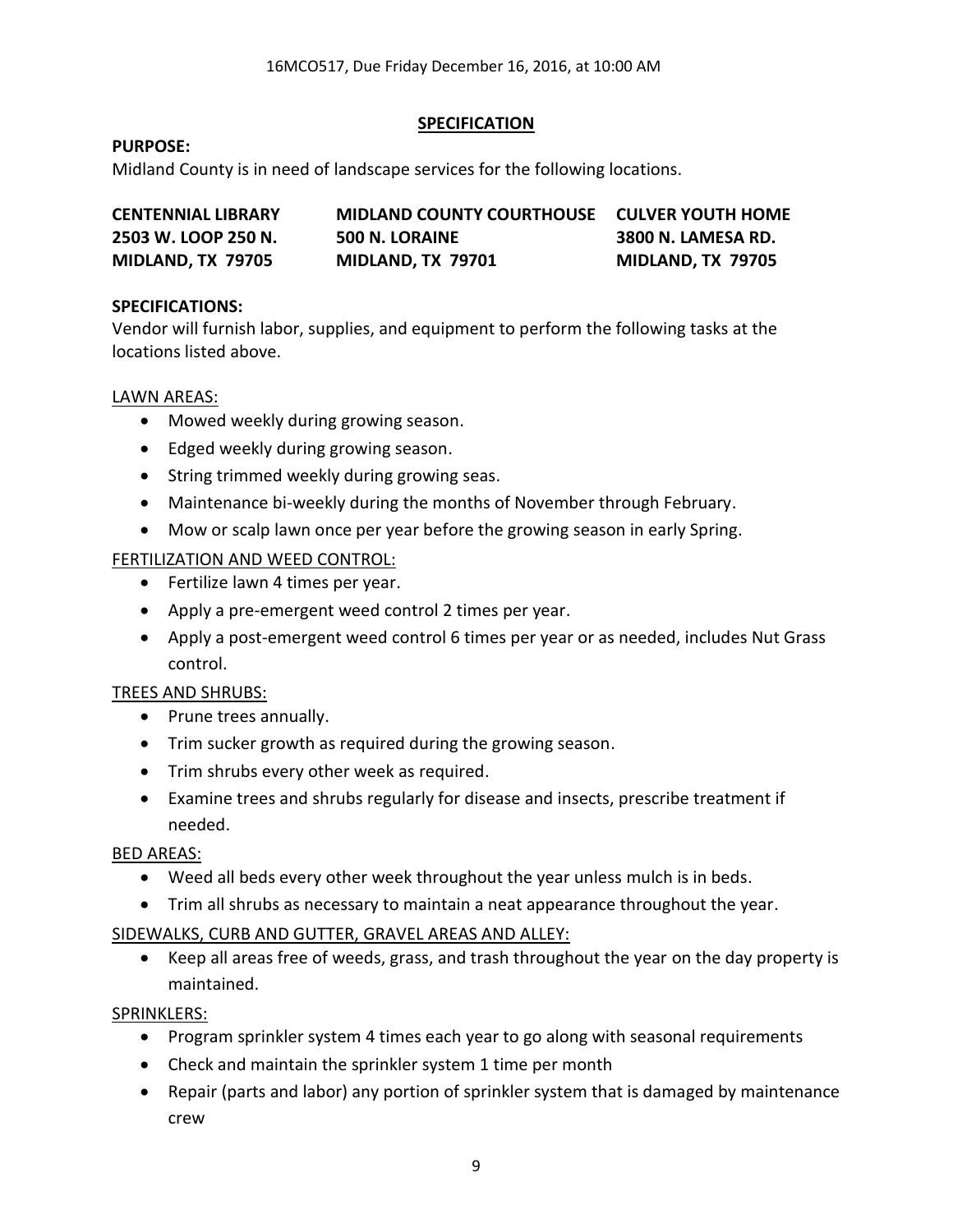## SPECIFICATION

**PURPOSE:**

Midland County is in need of landscape services for the following locations.

| CENTENNIAL LIBRARY | MIDLAND COUNTY COURTHOUSE | CULVER YOUTH HOME |
|---|---|---|
| 2503 W. LOOP 250 N. | 500 N. LORAINE | 3800 N. LAMESA RD. |
| MIDLAND, TX 79705 | MIDLAND, TX 79701 | MIDLAND, TX 79705 |

**SPECIFICATIONS:**

Vendor will furnish labor, supplies, and equipment to perform the following tasks at the locations listed above.

LAWN AREAS:

- Mowed weekly during growing season.
- Edged weekly during growing season.
- String trimmed weekly during growing seas.
- Maintenance bi-weekly during the months of November through February.
- Mow or scalp lawn once per year before the growing season in early Spring.

FERTILIZATION AND WEED CONTROL:

- Fertilize lawn 4 times per year.
- Apply a pre-emergent weed control 2 times per year.
- Apply a post-emergent weed control 6 times per year or as needed, includes Nut Grass control.

TREES AND SHRUBS:

- Prune trees annually.
- Trim sucker growth as required during the growing season.
- Trim shrubs every other week as required.
- Examine trees and shrubs regularly for disease and insects, prescribe treatment if needed.

BED AREAS:

- Weed all beds every other week throughout the year unless mulch is in beds.
- Trim all shrubs as necessary to maintain a neat appearance throughout the year.

SIDEWALKS, CURB AND GUTTER, GRAVEL AREAS AND ALLEY:

- Keep all areas free of weeds, grass, and trash throughout the year on the day property is maintained.

SPRINKLERS:

- Program sprinkler system 4 times each year to go along with seasonal requirements
- Check and maintain the sprinkler system 1 time per month
- Repair (parts and labor) any portion of sprinkler system that is damaged by maintenance crew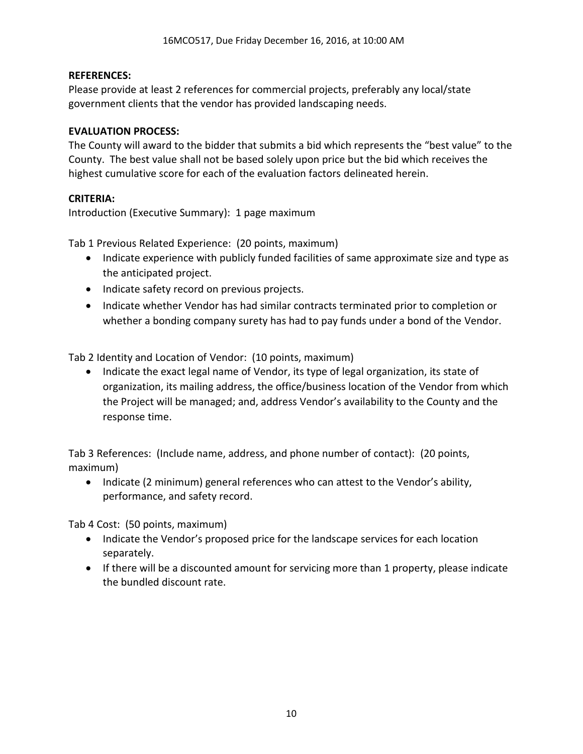**REFERENCES:**
Please provide at least 2 references for commercial projects, preferably any local/state government clients that the vendor has provided landscaping needs.

**EVALUATION PROCESS:**
The County will award to the bidder that submits a bid which represents the "best value" to the County. The best value shall not be based solely upon price but the bid which receives the highest cumulative score for each of the evaluation factors delineated herein.

**CRITERIA:**
Introduction (Executive Summary): 1 page maximum

Tab 1 Previous Related Experience: (20 points, maximum)

- Indicate experience with publicly funded facilities of same approximate size and type as the anticipated project.
- Indicate safety record on previous projects.
- Indicate whether Vendor has had similar contracts terminated prior to completion or whether a bonding company surety has had to pay funds under a bond of the Vendor.

Tab 2 Identity and Location of Vendor: (10 points, maximum)

- Indicate the exact legal name of Vendor, its type of legal organization, its state of organization, its mailing address, the office/business location of the Vendor from which the Project will be managed; and, address Vendor's availability to the County and the response time.

Tab 3 References: (Include name, address, and phone number of contact): (20 points, maximum)

- Indicate (2 minimum) general references who can attest to the Vendor's ability, performance, and safety record.

Tab 4 Cost: (50 points, maximum)

- Indicate the Vendor's proposed price for the landscape services for each location separately.
- If there will be a discounted amount for servicing more than 1 property, please indicate the bundled discount rate.